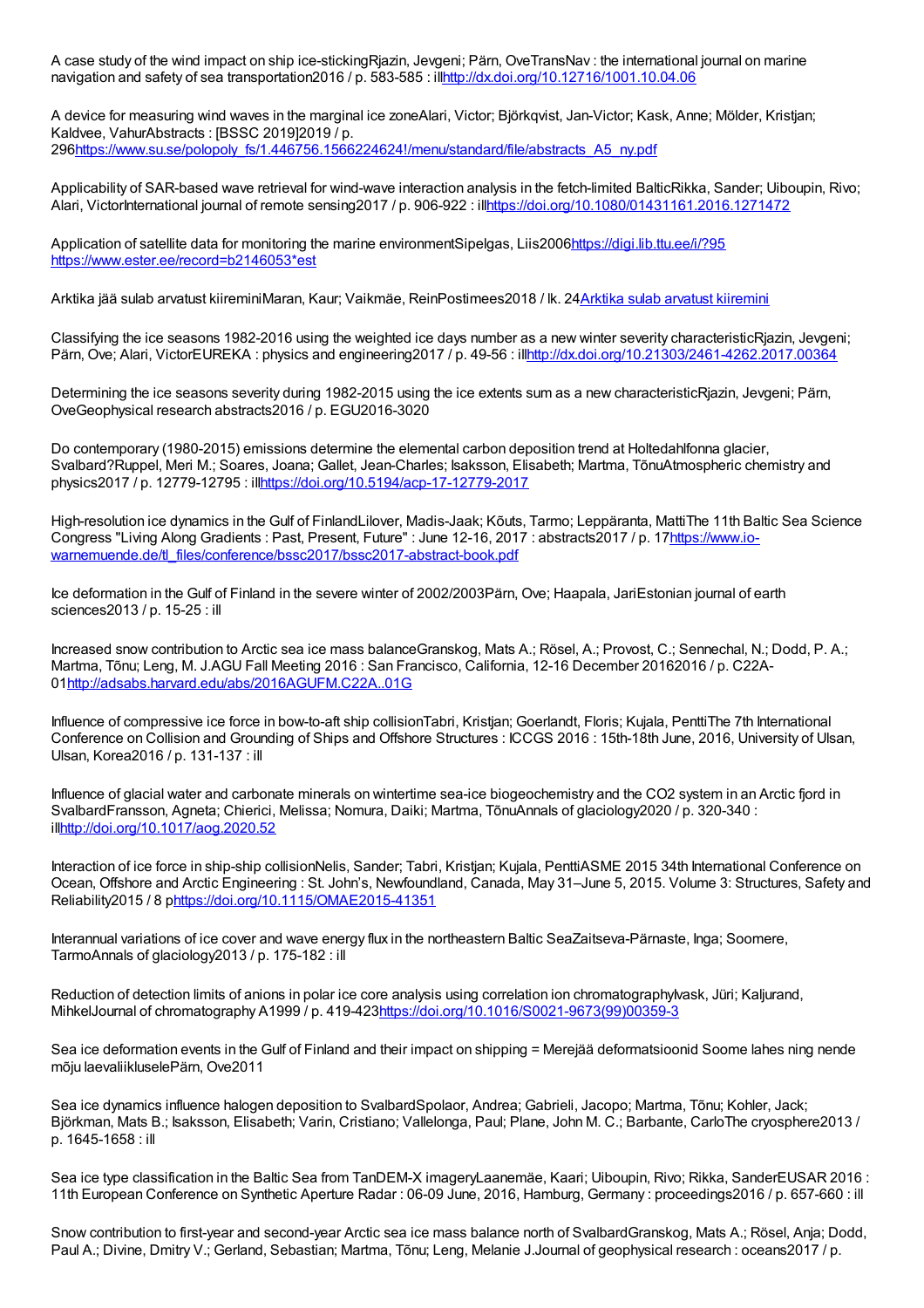A case study of the wind impact on ship ice-stickingRjazin, Jevgeni; Pärn, OveTransNav : the international journal on marine navigation and safety of sea transportation2016 / p. 583-585 : illhttp://dx.doi.org/10.12716/1001.10.04.06

A device for measuring wind waves in the marginal ice zoneAlari, Victor; Björkqvist, Jan-Victor; Kask, Anne; Mölder, Kristjan; Kaldvee, VahurAbstracts : [BSSC 2019]2019 / p. 296https://www.su.se/polopoly_fs/1.446756.1566224624!/menu/standard/file/abstracts_A5_ny.pdf

Applicability of SAR-based wave retrieval for wind-wave interaction analysis in the fetch-limited BalticRikka, Sander; Uiboupin, Rivo; Alari, VictorInternational journal of remote sensing2017 / p. 906-922 : illhttps://doi.org/10.1080/01431161.2016.1271472

Application of satellite data for monitoring the marine environmentSipelgas, Liis2006https://digi.lib.ttu.ee/i/?95 https://www.ester.ee/record=b2146053*est

Arktika jää sulab arvatust kiireminiMaran, Kaur; Vaikmäe, ReinPostimees2018 / lk. 24Arktika sulab arvatust kiiremini

Classifying the ice seasons 1982-2016 using the weighted ice days number as a new winter severity characteristicRjazin, Jevgeni; Pärn, Ove; Alari, VictorEUREKA : physics and engineering2017 / p. 49-56 : illhttp://dx.doi.org/10.21303/2461-4262.2017.00364

Determining the ice seasons severity during 1982-2015 using the ice extents sum as a new characteristicRjazin, Jevgeni; Pärn, OveGeophysical research abstracts2016 / p. EGU2016-3020

Do contemporary (1980-2015) emissions determine the elemental carbon deposition trend at Holtedahlfonna glacier, Svalbard?Ruppel, Meri M.; Soares, Joana; Gallet, Jean-Charles; Isaksson, Elisabeth; Martma, TõnuAtmospheric chemistry and physics2017 / p. 12779-12795 : illhttps://doi.org/10.5194/acp-17-12779-2017

High-resolution ice dynamics in the Gulf of FinlandLilover, Madis-Jaak; Kõuts, Tarmo; Leppäranta, MattiThe 11th Baltic Sea Science Congress "Living Along Gradients : Past, Present, Future" : June 12-16, 2017 : abstracts2017 / p. 17https://www.io-warnemuende.de/tl_files/conference/bssc2017/bssc2017-abstract-book.pdf

Ice deformation in the Gulf of Finland in the severe winter of 2002/2003Pärn, Ove; Haapala, JariEstonian journal of earth sciences2013 / p. 15-25 : ill

Increased snow contribution to Arctic sea ice mass balanceGranskog, Mats A.; Rösel, A.; Provost, C.; Sennechal, N.; Dodd, P. A.; Martma, Tõnu; Leng, M. J.AGU Fall Meeting 2016 : San Francisco, California, 12-16 December 20162016 / p. C22A-01http://adsabs.harvard.edu/abs/2016AGUFM.C22A..01G

Influence of compressive ice force in bow-to-aft ship collisionTabri, Kristjan; Goerlandt, Floris; Kujala, PenttiThe 7th International Conference on Collision and Grounding of Ships and Offshore Structures : ICCGS 2016 : 15th-18th June, 2016, University of Ulsan, Ulsan, Korea2016 / p. 131-137 : ill

Influence of glacial water and carbonate minerals on wintertime sea-ice biogeochemistry and the CO2 system in an Arctic fjord in SvalbardFransson, Agneta; Chierici, Melissa; Nomura, Daiki; Martma, TõnuAnnals of glaciology2020 / p. 320-340 : illhttp://doi.org/10.1017/aog.2020.52

Interaction of ice force in ship-ship collisionNelis, Sander; Tabri, Kristjan; Kujala, PenttiASME 2015 34th International Conference on Ocean, Offshore and Arctic Engineering : St. John's, Newfoundland, Canada, May 31–June 5, 2015. Volume 3: Structures, Safety and Reliability2015 / 8 phttps://doi.org/10.1115/OMAE2015-41351

Interannual variations of ice cover and wave energy flux in the northeastern Baltic SeaZaitseva-Pärnaste, Inga; Soomere, TarmoAnnals of glaciology2013 / p. 175-182 : ill

Reduction of detection limits of anions in polar ice core analysis using correlation ion chromatographyIvask, Jüri; Kaljurand, MihkelJournal of chromatography A1999 / p. 419-423https://doi.org/10.1016/S0021-9673(99)00359-3

Sea ice deformation events in the Gulf of Finland and their impact on shipping = Merejää deformatsioonid Soome lahes ning nende mõju laevaliiklusele Pärn, Ove2011

Sea ice dynamics influence halogen deposition to SvalbardSpolaor, Andrea; Gabrieli, Jacopo; Martma, Tõnu; Kohler, Jack; Björkman, Mats B.; Isaksson, Elisabeth; Varin, Cristiano; Vallelonga, Paul; Plane, John M. C.; Barbante, CarloThe cryosphere2013 / p. 1645-1658 : ill

Sea ice type classification in the Baltic Sea from TanDEM-X imageryLaanemäe, Kaari; Uiboupin, Rivo; Rikka, SanderEUSAR 2016 : 11th European Conference on Synthetic Aperture Radar : 06-09 June, 2016, Hamburg, Germany : proceedings2016 / p. 657-660 : ill

Snow contribution to first-year and second-year Arctic sea ice mass balance north of SvalbardGranskog, Mats A.; Rösel, Anja; Dodd, Paul A.; Divine, Dmitry V.; Gerland, Sebastian; Martma, Tõnu; Leng, Melanie J.Journal of geophysical research : oceans2017 / p.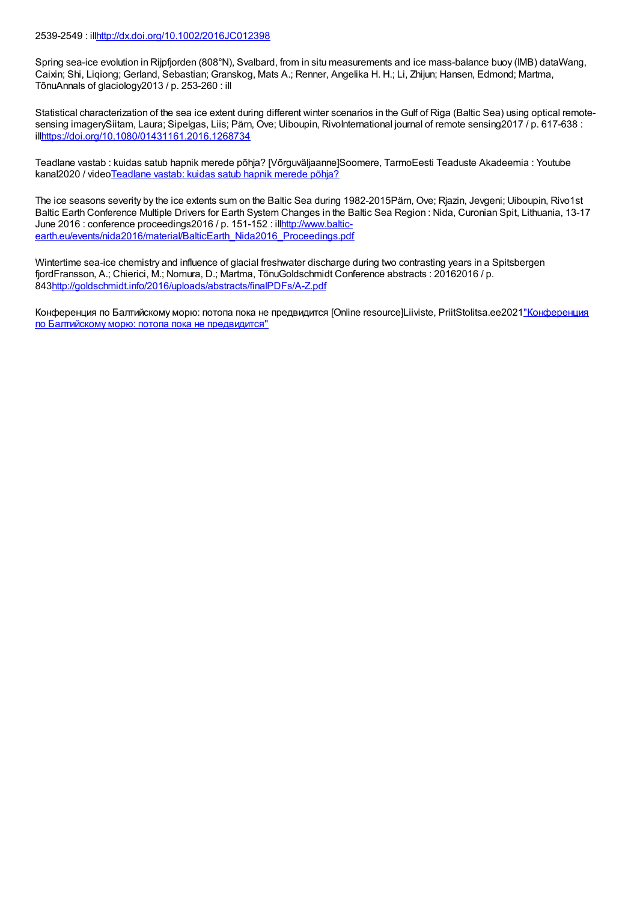2539-2549 : ill[http://dx.doi.org/10.1002/2016JC012398](http://dx.doi.org/10.1002/2016JC012398)

Spring sea-ice evolution in Rijpfjorden (808°N), Svalbard, from in situ measurements and ice mass-balance buoy (IMB) dataWang, Caixin; Shi, Liqiong; Gerland, Sebastian; Granskog, Mats A.; Renner, Angelika H. H.; Li, Zhijun; Hansen, Edmond; Martma, TõnuAnnals of glaciology2013 / p. 253-260 : ill

Statistical characterization of the sea ice extent during different winter scenarios in the Gulf of Riga (Baltic Sea) using optical remote-sensing imagerySiitam, Laura; Sipelgas, Liis; Pärn, Ove; Uiboupin, RivoInternational journal of remote sensing2017 / p. 617-638 : ill[https://doi.org/10.1080/01431161.2016.1268734](https://doi.org/10.1080/01431161.2016.1268734)

Teadlane vastab : kuidas satub hapnik merede põhja? [Võrguväljaanne]Soomere, TarmoEesti Teaduste Akadeemia : Youtube kanal2020 / video[Teadlane vastab: kuidas satub hapnik merede põhja?]()

The ice seasons severity by the ice extents sum on the Baltic Sea during 1982-2015Pärn, Ove; Rjazin, Jevgeni; Uiboupin, Rivo1st Baltic Earth Conference Multiple Drivers for Earth System Changes in the Baltic Sea Region : Nida, Curonian Spit, Lithuania, 13-17 June 2016 : conference proceedings2016 / p. 151-152 : ill[http://www.baltic-earth.eu/events/nida2016/material/BalticEarth_Nida2016_Proceedings.pdf](http://www.baltic-earth.eu/events/nida2016/material/BalticEarth_Nida2016_Proceedings.pdf)

Wintertime sea-ice chemistry and influence of glacial freshwater discharge during two contrasting years in a Spitsbergen fjordFransson, A.; Chierici, M.; Nomura, D.; Martma, TõnuGoldschmidt Conference abstracts : 20162016 / p. 843[http://goldschmidt.info/2016/uploads/abstracts/finalPDFs/A-Z.pdf](http://goldschmidt.info/2016/uploads/abstracts/finalPDFs/A-Z.pdf)

Конференция по Балтийскому морю: потопа пока не предвидится [Online resource]Liiviste, PriitStolitsa.ee2021["Конференция по Балтийскому морю: потопа пока не предвидится"]()